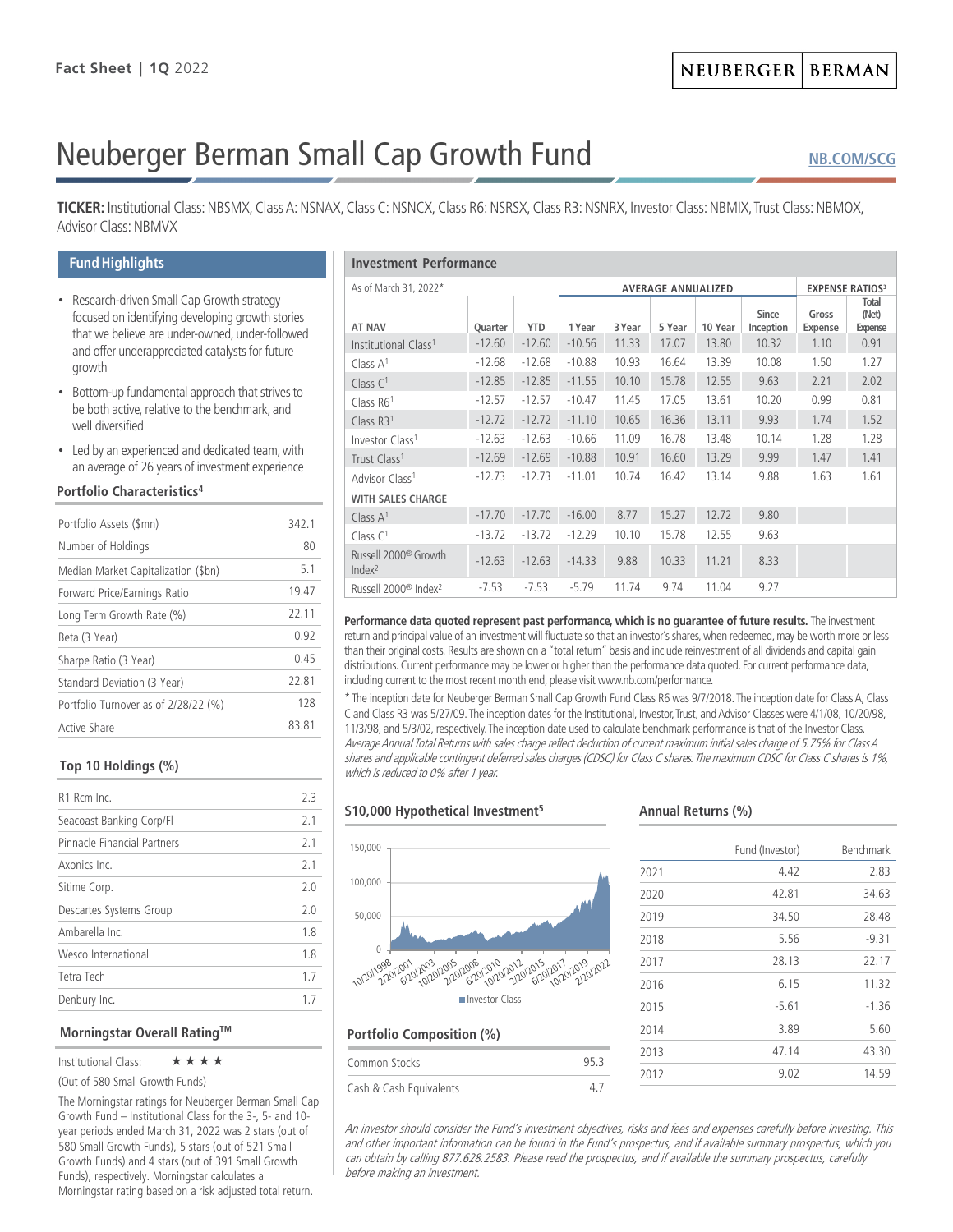Fact Sheet | 1Q 2022

NEUBERGER | BERMAN

# Neuberger Berman Small Cap Growth Fund

NB.COM/SCG

**TICKER:** Institutional Class: NBSMX, Class A: NSNAX, Class C: NSNCX, Class R6: NSRSX, Class R3: NSNRX, Investor Class: NBMIX, Trust Class: NBMOX, Advisor Class: NBMVX

## Fund Highlights

- Research-driven Small Cap Growth strategy focused on identifying developing growth stories that we believe are under-owned, under-followed and offer underappreciated catalysts for future growth
- Bottom-up fundamental approach that strives to be both active, relative to the benchmark, and well diversified
- Led by an experienced and dedicated team, with an average of 26 years of investment experience

### Portfolio Characteristics[4]

| | |
|---|---|
| Portfolio Assets ($mn) | 342.1 |
| Number of Holdings | 80 |
| Median Market Capitalization ($bn) | 5.1 |
| Forward Price/Earnings Ratio | 19.47 |
| Long Term Growth Rate (%) | 22.11 |
| Beta (3 Year) | 0.92 |
| Sharpe Ratio (3 Year) | 0.45 |
| Standard Deviation (3 Year) | 22.81 |
| Portfolio Turnover as of 2/28/22 (%) | 128 |
| Active Share | 83.81 |

### Top 10 Holdings (%)

| | |
|---|---|
| R1 Rcm Inc. | 2.3 |
| Seacoast Banking Corp/Fl | 2.1 |
| Pinnacle Financial Partners | 2.1 |
| Axonics Inc. | 2.1 |
| Sitime Corp. | 2.0 |
| Descartes Systems Group | 2.0 |
| Ambarella Inc. | 1.8 |
| Wesco International | 1.8 |
| Tetra Tech | 1.7 |
| Denbury Inc. | 1.7 |

### Morningstar Overall Rating™

Institutional Class: ★★★★

(Out of 580 Small Growth Funds)

The Morningstar ratings for Neuberger Berman Small Cap Growth Fund – Institutional Class for the 3-, 5- and 10-year periods ended March 31, 2022 was 2 stars (out of 580 Small Growth Funds), 5 stars (out of 521 Small Growth Funds) and 4 stars (out of 391 Small Growth Funds), respectively. Morningstar calculates a Morningstar rating based on a risk adjusted total return.

## Investment Performance

| As of March 31, 2022* | | | AVERAGE ANNUALIZED | | | | | EXPENSE RATIOS[3] | |
|---|---|---|---|---|---|---|---|---|---|
| AT NAV | Quarter | YTD | 1 Year | 3 Year | 5 Year | 10 Year | Since Inception | Gross Expense | Total (Net) Expense |
| Institutional Class[1] | -12.60 | -12.60 | -10.56 | 11.33 | 17.07 | 13.80 | 10.32 | 1.10 | 0.91 |
| Class A[1] | -12.68 | -12.68 | -10.88 | 10.93 | 16.64 | 13.39 | 10.08 | 1.50 | 1.27 |
| Class C[1] | -12.85 | -12.85 | -11.55 | 10.10 | 15.78 | 12.55 | 9.63 | 2.21 | 2.02 |
| Class R6[1] | -12.57 | -12.57 | -10.47 | 11.45 | 17.05 | 13.61 | 10.20 | 0.99 | 0.81 |
| Class R3[1] | -12.72 | -12.72 | -11.10 | 10.65 | 16.36 | 13.11 | 9.93 | 1.74 | 1.52 |
| Investor Class[1] | -12.63 | -12.63 | -10.66 | 11.09 | 16.78 | 13.48 | 10.14 | 1.28 | 1.28 |
| Trust Class[1] | -12.69 | -12.69 | -10.88 | 10.91 | 16.60 | 13.29 | 9.99 | 1.47 | 1.41 |
| Advisor Class[1] | -12.73 | -12.73 | -11.01 | 10.74 | 16.42 | 13.14 | 9.88 | 1.63 | 1.61 |
| WITH SALES CHARGE | | | | | | | | | |
| Class A[1] | -17.70 | -17.70 | -16.00 | 8.77 | 15.27 | 12.72 | 9.80 | | |
| Class C[1] | -13.72 | -13.72 | -12.29 | 10.10 | 15.78 | 12.55 | 9.63 | | |
| Russell 2000® Growth Index[2] | -12.63 | -12.63 | -14.33 | 9.88 | 10.33 | 11.21 | 8.33 | | |
| Russell 2000® Index[2] | -7.53 | -7.53 | -5.79 | 11.74 | 9.74 | 11.04 | 9.27 | | |

**Performance data quoted represent past performance, which is no guarantee of future results.** The investment return and principal value of an investment will fluctuate so that an investor's shares, when redeemed, may be worth more or less than their original costs. Results are shown on a "total return" basis and include reinvestment of all dividends and capital gain distributions. Current performance may be lower or higher than the performance data quoted. For current performance data, including current to the most recent month end, please visit www.nb.com/performance.

\* The inception date for Neuberger Berman Small Cap Growth Fund Class R6 was 9/7/2018. The inception date for Class A, Class C and Class R3 was 5/27/09. The inception dates for the Institutional, Investor, Trust, and Advisor Classes were 4/1/08, 10/20/98, 11/3/98, and 5/3/02, respectively. The inception date used to calculate benchmark performance is that of the Investor Class. *Average Annual Total Returns with sales charge reflect deduction of current maximum initial sales charge of 5.75% for Class A shares and applicable contingent deferred sales charges (CDSC) for Class C shares. The maximum CDSC for Class C shares is 1%, which is reduced to 0% after 1 year.*

### $10,000 Hypothetical Investment[5]

150,000 | 100,000 | 50,000 | 0

10/20/1998, 2/20/2001, 6/20/2003, 10/20/2005, 2/20/2008, 6/20/2010, 10/20/2012, 2/20/2015, 6/20/2017, 10/20/2019, 2/20/2022

Investor Class

### Annual Returns (%)

| | Fund (Investor) | Benchmark |
|---|---|---|
| 2021 | 4.42 | 2.83 |
| 2020 | 42.81 | 34.63 |
| 2019 | 34.50 | 28.48 |
| 2018 | 5.56 | -9.31 |
| 2017 | 28.13 | 22.17 |
| 2016 | 6.15 | 11.32 |
| 2015 | -5.61 | -1.36 |
| 2014 | 3.89 | 5.60 |
| 2013 | 47.14 | 43.30 |
| 2012 | 9.02 | 14.59 |

### Portfolio Composition (%)

| | |
|---|---|
| Common Stocks | 95.3 |
| Cash & Cash Equivalents | 4.7 |

*An investor should consider the Fund's investment objectives, risks and fees and expenses carefully before investing. This and other important information can be found in the Fund's prospectus, and if available summary prospectus, which you can obtain by calling 877.628.2583. Please read the prospectus, and if available the summary prospectus, carefully before making an investment.*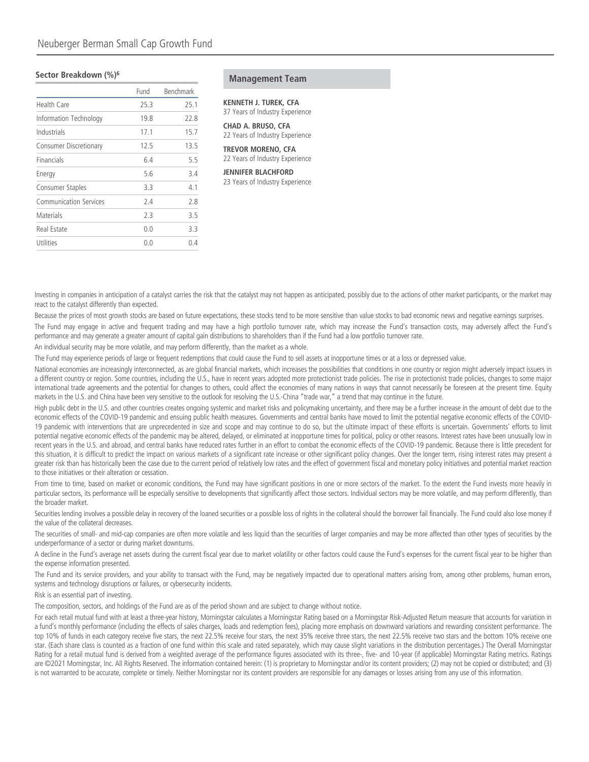### Sector Breakdown (%)[6]

| | Fund | Benchmark |
|---|---|---|
| Health Care | 25.3 | 25.1 |
| Information Technology | 19.8 | 22.8 |
| Industrials | 17.1 | 15.7 |
| Consumer Discretionary | 12.5 | 13.5 |
| Financials | 6.4 | 5.5 |
| Energy | 5.6 | 3.4 |
| Consumer Staples | 3.3 | 4.1 |
| Communication Services | 2.4 | 2.8 |
| Materials | 2.3 | 3.5 |
| Real Estate | 0.0 | 3.3 |
| Utilities | 0.0 | 0.4 |

### Management Team

**KENNETH J. TUREK, CFA**
37 Years of Industry Experience

**CHAD A. BRUSO, CFA**
22 Years of Industry Experience

**TREVOR MORENO, CFA**
22 Years of Industry Experience

**JENNIFER BLACHFORD**
23 Years of Industry Experience

Investing in companies in anticipation of a catalyst carries the risk that the catalyst may not happen as anticipated, possibly due to the actions of other market participants, or the market may react to the catalyst differently than expected.

Because the prices of most growth stocks are based on future expectations, these stocks tend to be more sensitive than value stocks to bad economic news and negative earnings surprises.

The Fund may engage in active and frequent trading and may have a high portfolio turnover rate, which may increase the Fund's transaction costs, may adversely affect the Fund's performance and may generate a greater amount of capital gain distributions to shareholders than if the Fund had a low portfolio turnover rate.

An individual security may be more volatile, and may perform differently, than the market as a whole.

The Fund may experience periods of large or frequent redemptions that could cause the Fund to sell assets at inopportune times or at a loss or depressed value.

National economies are increasingly interconnected, as are global financial markets, which increases the possibilities that conditions in one country or region might adversely impact issuers in a different country or region. Some countries, including the U.S., have in recent years adopted more protectionist trade policies. The rise in protectionist trade policies, changes to some major international trade agreements and the potential for changes to others, could affect the economies of many nations in ways that cannot necessarily be foreseen at the present time. Equity markets in the U.S. and China have been very sensitive to the outlook for resolving the U.S.-China "trade war," a trend that may continue in the future.

High public debt in the U.S. and other countries creates ongoing systemic and market risks and policymaking uncertainty, and there may be a further increase in the amount of debt due to the economic effects of the COVID-19 pandemic and ensuing public health measures. Governments and central banks have moved to limit the potential negative economic effects of the COVID-19 pandemic with interventions that are unprecedented in size and scope and may continue to do so, but the ultimate impact of these efforts is uncertain. Governments' efforts to limit potential negative economic effects of the pandemic may be altered, delayed, or eliminated at inopportune times for political, policy or other reasons. Interest rates have been unusually low in recent years in the U.S. and abroad, and central banks have reduced rates further in an effort to combat the economic effects of the COVID-19 pandemic. Because there is little precedent for this situation, it is difficult to predict the impact on various markets of a significant rate increase or other significant policy changes. Over the longer term, rising interest rates may present a greater risk than has historically been the case due to the current period of relatively low rates and the effect of government fiscal and monetary policy initiatives and potential market reaction to those initiatives or their alteration or cessation.

From time to time, based on market or economic conditions, the Fund may have significant positions in one or more sectors of the market. To the extent the Fund invests more heavily in particular sectors, its performance will be especially sensitive to developments that significantly affect those sectors. Individual sectors may be more volatile, and may perform differently, than the broader market.

Securities lending involves a possible delay in recovery of the loaned securities or a possible loss of rights in the collateral should the borrower fail financially. The Fund could also lose money if the value of the collateral decreases.

The securities of small- and mid-cap companies are often more volatile and less liquid than the securities of larger companies and may be more affected than other types of securities by the underperformance of a sector or during market downturns.

A decline in the Fund's average net assets during the current fiscal year due to market volatility or other factors could cause the Fund's expenses for the current fiscal year to be higher than the expense information presented.

The Fund and its service providers, and your ability to transact with the Fund, may be negatively impacted due to operational matters arising from, among other problems, human errors, systems and technology disruptions or failures, or cybersecurity incidents.

Risk is an essential part of investing.

The composition, sectors, and holdings of the Fund are as of the period shown and are subject to change without notice.

For each retail mutual fund with at least a three-year history, Morningstar calculates a Morningstar Rating based on a Morningstar Risk-Adjusted Return measure that accounts for variation in a fund's monthly performance (including the effects of sales charges, loads and redemption fees), placing more emphasis on downward variations and rewarding consistent performance. The top 10% of funds in each category receive five stars, the next 22.5% receive four stars, the next 35% receive three stars, the next 22.5% receive two stars and the bottom 10% receive one star. (Each share class is counted as a fraction of one fund within this scale and rated separately, which may cause slight variations in the distribution percentages.) The Overall Morningstar Rating for a retail mutual fund is derived from a weighted average of the performance figures associated with its three-, five- and 10-year (if applicable) Morningstar Rating metrics. Ratings are ©2021 Morningstar, Inc. All Rights Reserved. The information contained herein: (1) is proprietary to Morningstar and/or its content providers; (2) may not be copied or distributed; and (3) is not warranted to be accurate, complete or timely. Neither Morningstar nor its content providers are responsible for any damages or losses arising from any use of this information.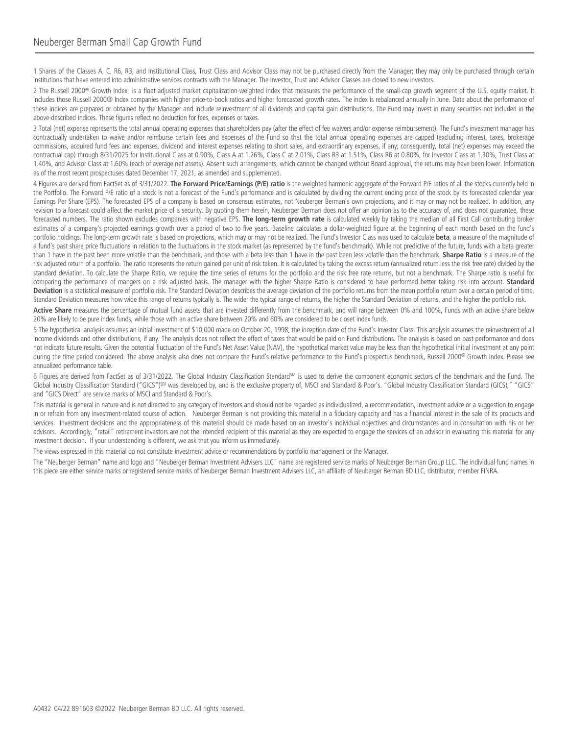1 Shares of the Classes A, C, R6, R3, and Institutional Class, Trust Class and Advisor Class may not be purchased directly from the Manager; they may only be purchased through certain institutions that have entered into administrative services contracts with the Manager. The Investor, Trust and Advisor Classes are closed to new investors.

2 The Russell 2000® Growth Index is a float-adjusted market capitalization-weighted index that measures the performance of the small-cap growth segment of the U.S. equity market. It includes those Russell 2000® Index companies with higher price-to-book ratios and higher forecasted growth rates. The index is rebalanced annually in June. Data about the performance of these indices are prepared or obtained by the Manager and include reinvestment of all dividends and capital gain distributions. The Fund may invest in many securities not included in the above-described indices. These figures reflect no deduction for fees, expenses or taxes.

3 Total (net) expense represents the total annual operating expenses that shareholders pay (after the effect of fee waivers and/or expense reimbursement). The Fund's investment manager has contractually undertaken to waive and/or reimburse certain fees and expenses of the Fund so that the total annual operating expenses are capped (excluding interest, taxes, brokerage commissions, acquired fund fees and expenses, dividend and interest expenses relating to short sales, and extraordinary expenses, if any; consequently, total (net) expenses may exceed the contractual cap) through 8/31/2025 for Institutional Class at 0.90%, Class A at 1.26%, Class C at 2.01%, Class R3 at 1.51%, Class R6 at 0.80%, for Investor Class at 1.30%, Trust Class at 1.40%, and Advisor Class at 1.60% (each of average net assets). Absent such arrangements, which cannot be changed without Board approval, the returns may have been lower. Information as of the most recent prospectuses dated December 17, 2021, as amended and supplemented.

4 Figures are derived from FactSet as of 3/31/2022. **The Forward Price/Earnings (P/E) ratio** is the weighted harmonic aggregate of the Forward P/E ratios of all the stocks currently held in the Portfolio. The Forward P/E ratio of a stock is not a forecast of the Fund's performance and is calculated by dividing the current ending price of the stock by its forecasted calendar year Earnings Per Share (EPS). The forecasted EPS of a company is based on consensus estimates, not Neuberger Berman's own projections, and it may or may not be realized. In addition, any revision to a forecast could affect the market price of a security. By quoting them herein, Neuberger Berman does not offer an opinion as to the accuracy of, and does not guarantee, these forecasted numbers. The ratio shown excludes companies with negative EPS. **The long-term growth rate** is calculated weekly by taking the median of all First Call contributing broker estimates of a company's projected earnings growth over a period of two to five years. Baseline calculates a dollar-weighted figure at the beginning of each month based on the fund's portfolio holdings. The long-term growth rate is based on projections, which may or may not be realized. The Fund's Investor Class was used to calculate **beta**, a measure of the magnitude of a fund's past share price fluctuations in relation to the fluctuations in the stock market (as represented by the fund's benchmark). While not predictive of the future, funds with a beta greater than 1 have in the past been more volatile than the benchmark, and those with a beta less than 1 have in the past been less volatile than the benchmark. **Sharpe Ratio** is a measure of the risk adjusted return of a portfolio. The ratio represents the return gained per unit of risk taken. It is calculated by taking the excess return (annualized return less the risk free rate) divided by the standard deviation. To calculate the Sharpe Ratio, we require the time series of returns for the portfolio and the risk free rate returns, but not a benchmark. The Sharpe ratio is useful for comparing the performance of mangers on a risk adjusted basis. The manager with the higher Sharpe Ratio is considered to have performed better taking risk into account. **Standard Deviation** is a statistical measure of portfolio risk. The Standard Deviation describes the average deviation of the portfolio returns from the mean portfolio return over a certain period of time. Standard Deviation measures how wide this range of returns typically is. The wider the typical range of returns, the higher the Standard Deviation of returns, and the higher the portfolio risk.

**Active Share** measures the percentage of mutual fund assets that are invested differently from the benchmark, and will range between 0% and 100%, Funds with an active share below 20% are likely to be pure index funds, while those with an active share between 20% and 60% are considered to be closet index funds.

5 The hypothetical analysis assumes an initial investment of $10,000 made on October 20, 1998, the inception date of the Fund's Investor Class. This analysis assumes the reinvestment of all income dividends and other distributions, if any. The analysis does not reflect the effect of taxes that would be paid on Fund distributions. The analysis is based on past performance and does not indicate future results. Given the potential fluctuation of the Fund's Net Asset Value (NAV), the hypothetical market value may be less than the hypothetical initial investment at any point during the time period considered. The above analysis also does not compare the Fund's relative performance to the Fund's prospectus benchmark, Russell 2000® Growth Index. Please see annualized performance table.

6 Figures are derived from FactSet as of 3/31/2022. The Global Industry Classification Standard[SM] is used to derive the component economic sectors of the benchmark and the Fund. The Global Industry Classification Standard ("GICS")[SM] was developed by, and is the exclusive property of, MSCI and Standard & Poor's. "Global Industry Classification Standard (GICS)," "GICS" and "GICS Direct" are service marks of MSCI and Standard & Poor's.

This material is general in nature and is not directed to any category of investors and should not be regarded as individualized, a recommendation, investment advice or a suggestion to engage in or refrain from any investment-related course of action. Neuberger Berman is not providing this material in a fiduciary capacity and has a financial interest in the sale of its products and services. Investment decisions and the appropriateness of this material should be made based on an investor's individual objectives and circumstances and in consultation with his or her advisors. Accordingly, "retail" retirement investors are not the intended recipient of this material as they are expected to engage the services of an advisor in evaluating this material for any investment decision. If your understanding is different, we ask that you inform us immediately.

The views expressed in this material do not constitute investment advice or recommendations by portfolio management or the Manager.

The "Neuberger Berman" name and logo and "Neuberger Berman Investment Advisers LLC" name are registered service marks of Neuberger Berman Group LLC. The individual fund names in this piece are either service marks or registered service marks of Neuberger Berman Investment Advisers LLC, an affiliate of Neuberger Berman BD LLC, distributor, member FINRA.

A0432 04/22 891603 ©2022 Neuberger Berman BD LLC. All rights reserved.